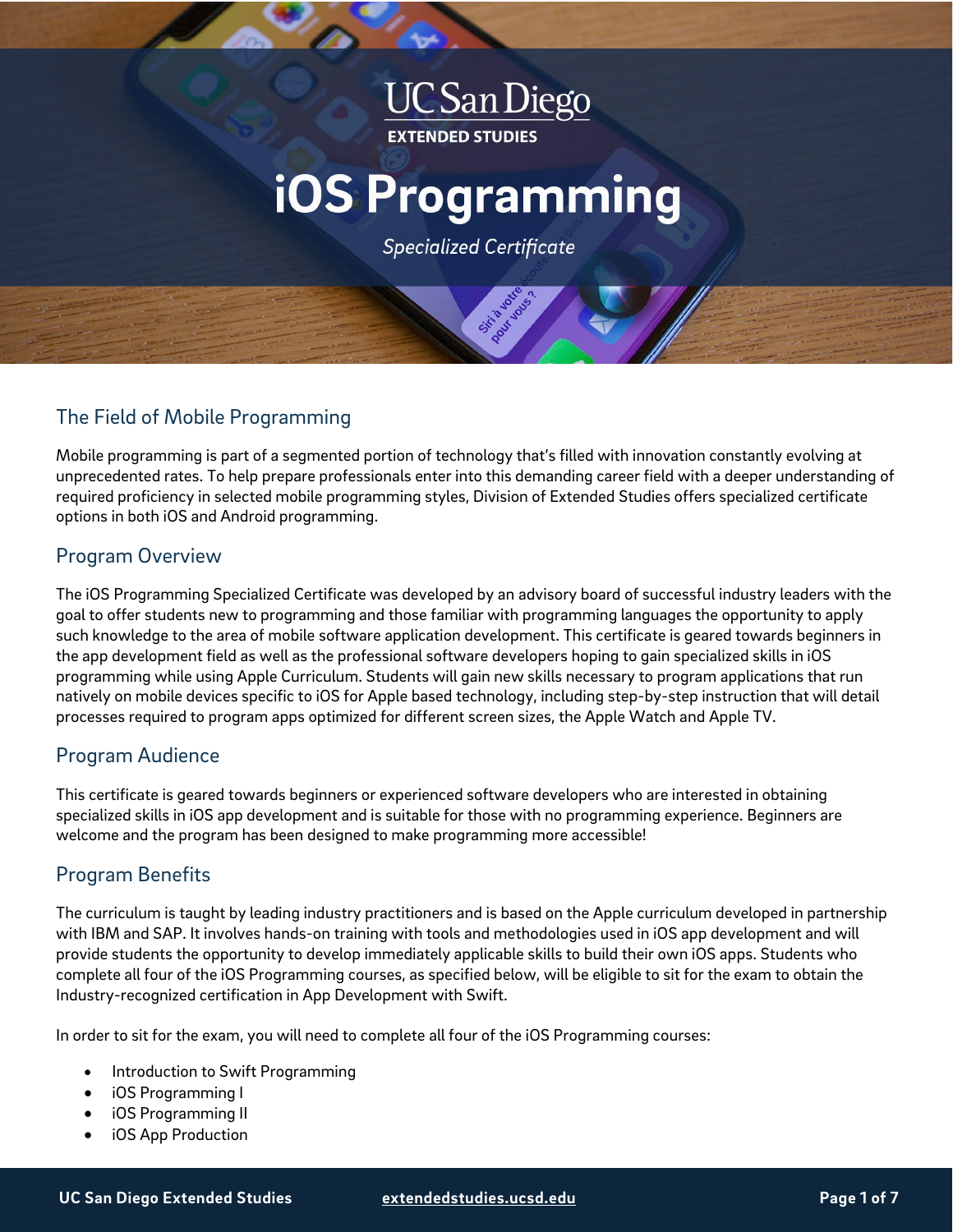UC San Diego

EXTENDED STUDIES

# iOS Programming

*Specialized Certificate*

## The Field of Mobile Programming

Mobile programming is part of a segmented portion of technology that's filled with innovation constantly evolving at unprecedented rates. To help prepare professionals enter into this demanding career field with a deeper understanding of required proficiency in selected mobile programming styles, Division of Extended Studies offers specialized certificate options in both iOS and Android programming.

## Program Overview

The iOS Programming Specialized Certificate was developed by an advisory board of successful industry leaders with the goal to offer students new to programming and those familiar with programming languages the opportunity to apply such knowledge to the area of mobile software application development. This certificate is geared towards beginners in the app development field as well as the professional software developers hoping to gain specialized skills in iOS programming while using Apple Curriculum. Students will gain new skills necessary to program applications that run natively on mobile devices specific to iOS for Apple based technology, including step-by-step instruction that will detail processes required to program apps optimized for different screen sizes, the Apple Watch and Apple TV.

## Program Audience

This certificate is geared towards beginners or experienced software developers who are interested in obtaining specialized skills in iOS app development and is suitable for those with no programming experience. Beginners are welcome and the program has been designed to make programming more accessible!

## Program Benefits

The curriculum is taught by leading industry practitioners and is based on the Apple curriculum developed in partnership with IBM and SAP. It involves hands-on training with tools and methodologies used in iOS app development and will provide students the opportunity to develop immediately applicable skills to build their own iOS apps. Students who complete all four of the iOS Programming courses, as specified below, will be eligible to sit for the exam to obtain the Industry-recognized certification in App Development with Swift.

In order to sit for the exam, you will need to complete all four of the iOS Programming courses:

- Introduction to Swift Programming
- iOS Programming I
- iOS Programming II
- iOS App Production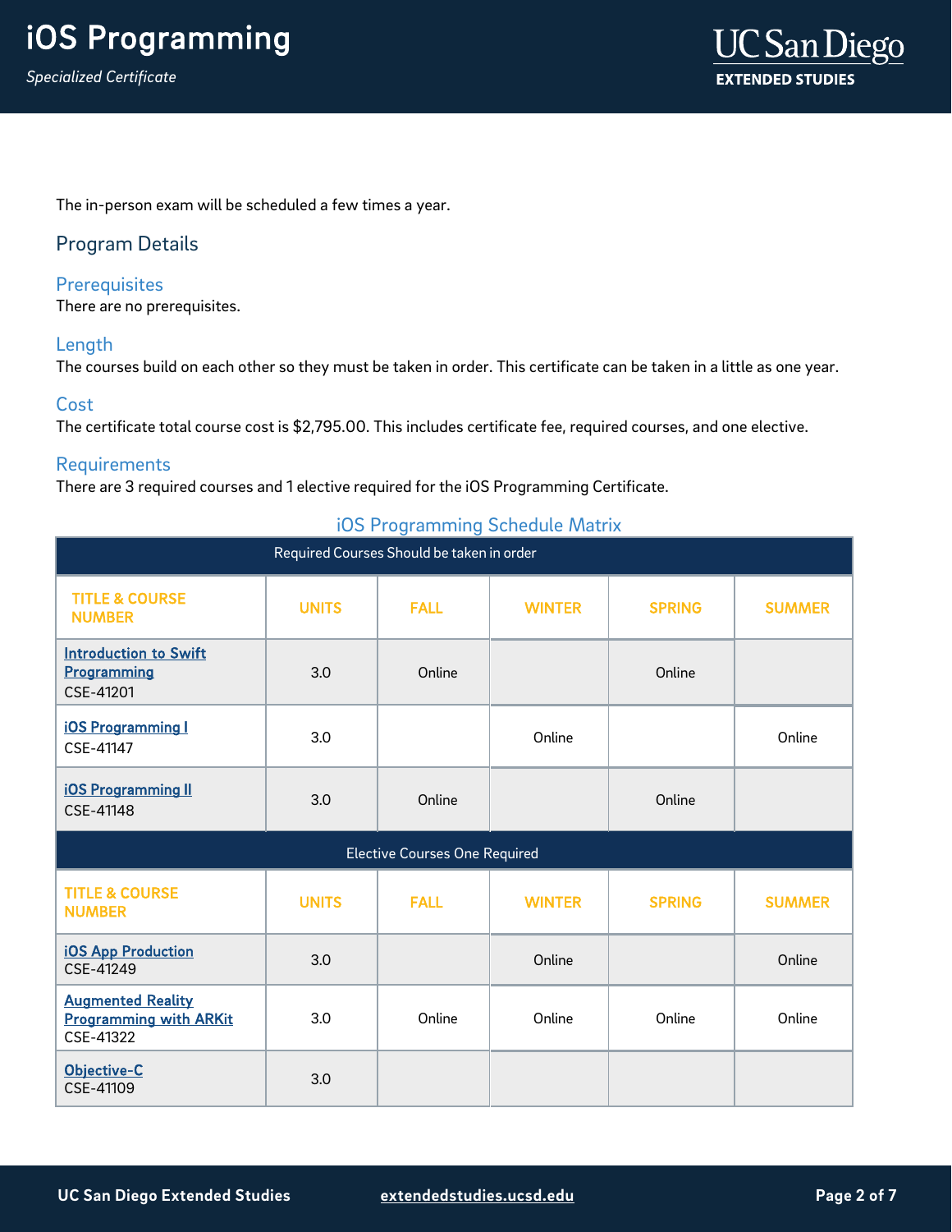The in-person exam will be scheduled a few times a year.

## Program Details

### Prerequisites

There are no prerequisites.

### Length

The courses build on each other so they must be taken in order. This certificate can be taken in a little as one year.

### Cost

The certificate total course cost is $2,795.00. This includes certificate fee, required courses, and one elective.

### Requirements

There are 3 required courses and 1 elective required for the iOS Programming Certificate.

### iOS Programming Schedule Matrix

| Required Courses Should be taken in order | | | | | |
|---|---|---|---|---|---|
| **TITLE & COURSE NUMBER** | **UNITS** | **FALL** | **WINTER** | **SPRING** | **SUMMER** |
| Introduction to Swift Programming CSE-41201 | 3.0 | Online | | Online | |
| iOS Programming I CSE-41147 | 3.0 | | Online | | Online |
| iOS Programming II CSE-41148 | 3.0 | Online | | Online | |
| **Elective Courses One Required** | | | | | |
| **TITLE & COURSE NUMBER** | **UNITS** | **FALL** | **WINTER** | **SPRING** | **SUMMER** |
| iOS App Production CSE-41249 | 3.0 | | Online | | Online |
| Augmented Reality Programming with ARKit CSE-41322 | 3.0 | Online | Online | Online | Online |
| Objective-C CSE-41109 | 3.0 | | | | |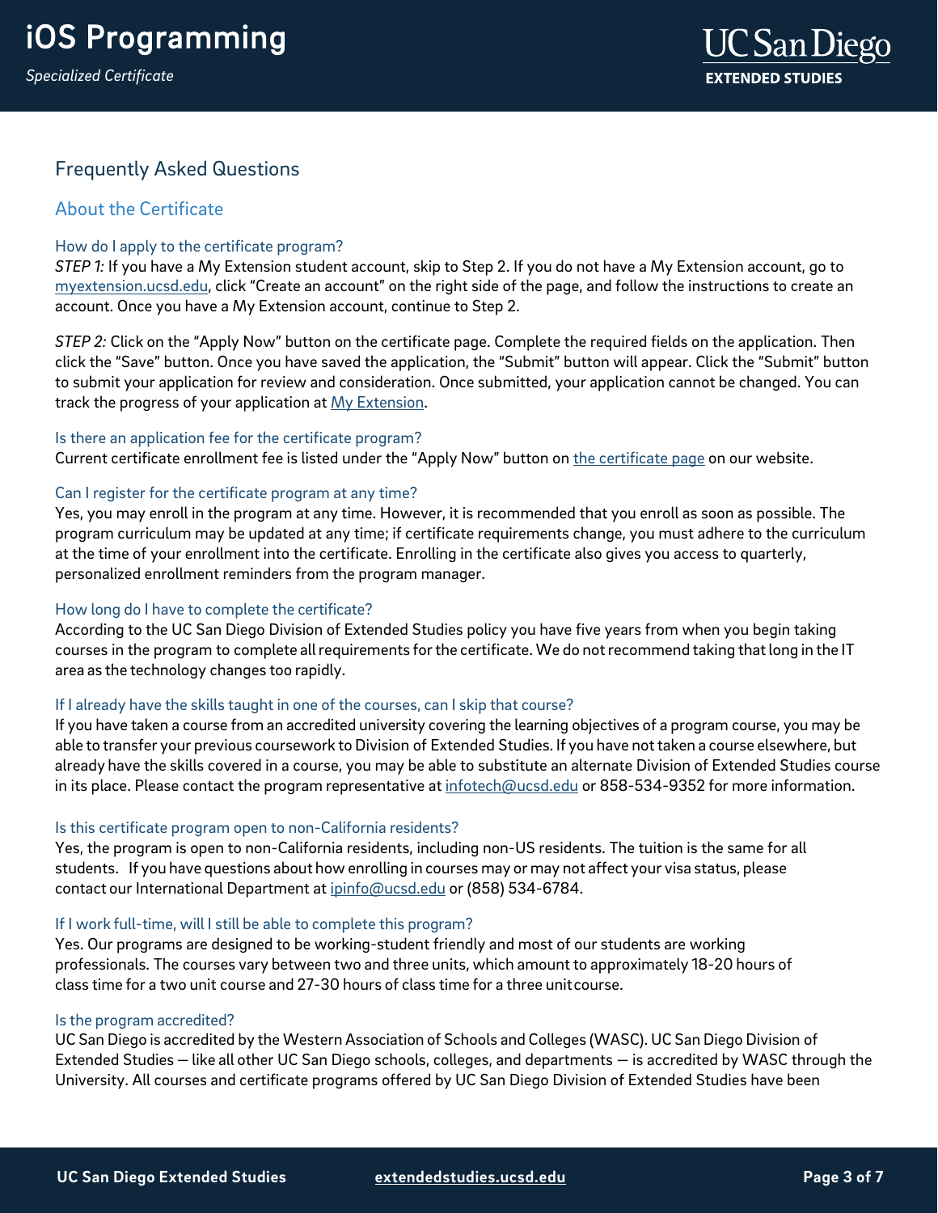## Frequently Asked Questions

### About the Certificate

#### How do I apply to the certificate program?

*STEP 1:* If you have a My Extension student account, skip to Step 2. If you do not have a My Extension account, go to [myextension.ucsd.edu](myextension.ucsd.edu), click "Create an account" on the right side of the page, and follow the instructions to create an account. Once you have a My Extension account, continue to Step 2.

*STEP 2:* Click on the "Apply Now" button on the certificate page. Complete the required fields on the application. Then click the "Save" button. Once you have saved the application, the "Submit" button will appear. Click the "Submit" button to submit your application for review and consideration. Once submitted, your application cannot be changed. You can track the progress of your application at My Extension.

#### Is there an application fee for the certificate program?

Current certificate enrollment fee is listed under the "Apply Now" button on the certificate page on our website.

#### Can I register for the certificate program at any time?

Yes, you may enroll in the program at any time. However, it is recommended that you enroll as soon as possible. The program curriculum may be updated at any time; if certificate requirements change, you must adhere to the curriculum at the time of your enrollment into the certificate. Enrolling in the certificate also gives you access to quarterly, personalized enrollment reminders from the program manager.

#### How long do I have to complete the certificate?

According to the UC San Diego Division of Extended Studies policy you have five years from when you begin taking courses in the program to complete all requirements for the certificate. We do not recommend taking that long in the IT area as the technology changes too rapidly.

#### If I already have the skills taught in one of the courses, can I skip that course?

If you have taken a course from an accredited university covering the learning objectives of a program course, you may be able to transfer your previous coursework to Division of Extended Studies. If you have not taken a course elsewhere, but already have the skills covered in a course, you may be able to substitute an alternate Division of Extended Studies course in its place. Please contact the program representative at infotech@ucsd.edu or 858-534-9352 for more information.

#### Is this certificate program open to non-California residents?

Yes, the program is open to non-California residents, including non-US residents. The tuition is the same for all students. If you have questions about how enrolling in courses may or may not affect your visa status, please contact our International Department at ipinfo@ucsd.edu or (858) 534-6784.

#### If I work full-time, will I still be able to complete this program?

Yes. Our programs are designed to be working-student friendly and most of our students are working professionals. The courses vary between two and three units, which amount to approximately 18-20 hours of class time for a two unit course and 27-30 hours of class time for a three unit course.

#### Is the program accredited?

UC San Diego is accredited by the Western Association of Schools and Colleges (WASC). UC San Diego Division of Extended Studies — like all other UC San Diego schools, colleges, and departments — is accredited by WASC through the University. All courses and certificate programs offered by UC San Diego Division of Extended Studies have been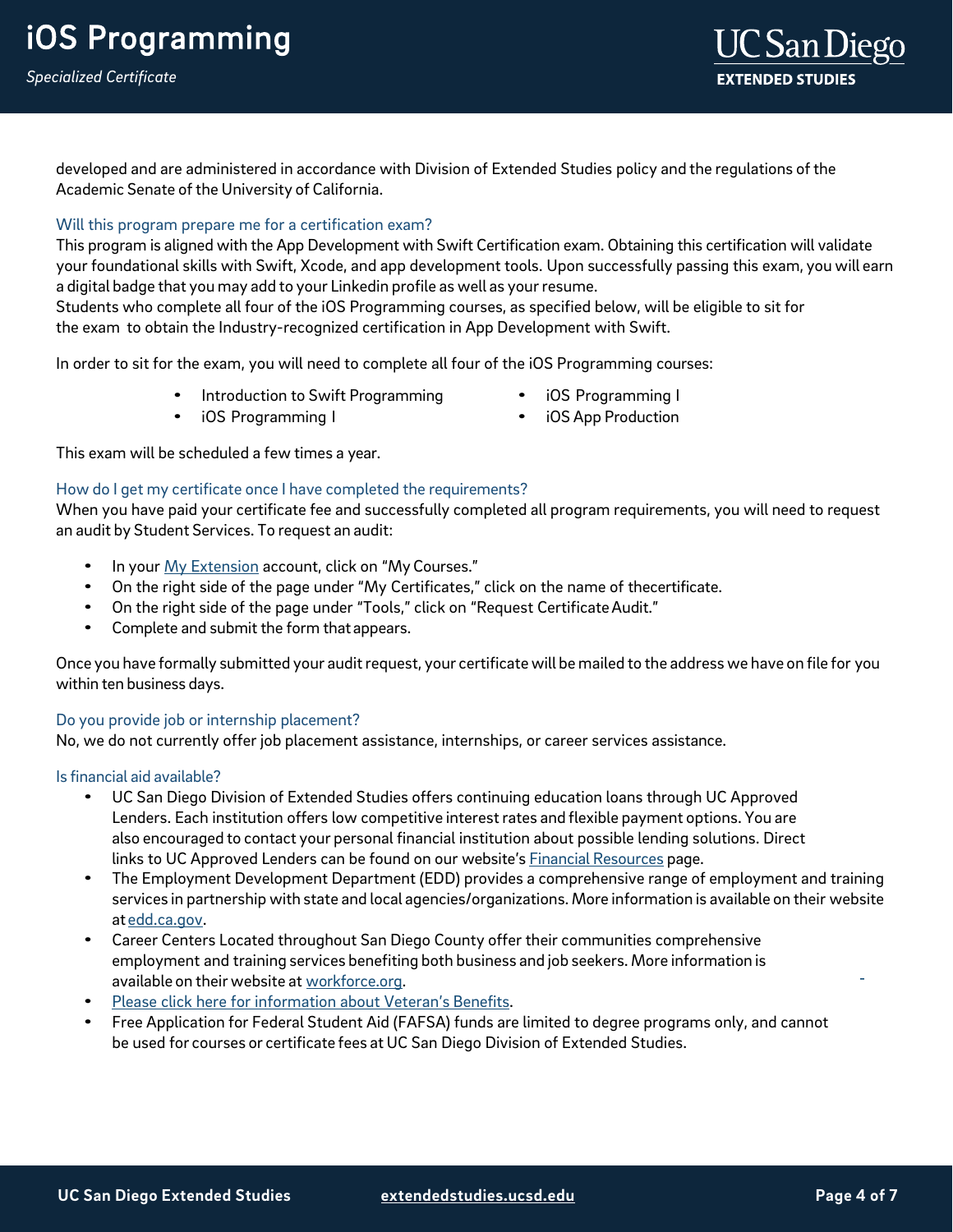developed and are administered in accordance with Division of Extended Studies policy and the regulations of the Academic Senate of the University of California.

### Will this program prepare me for a certification exam?

This program is aligned with the App Development with Swift Certification exam. Obtaining this certification will validate your foundational skills with Swift, Xcode, and app development tools. Upon successfully passing this exam, you will earn a digital badge that you may add to your Linkedin profile as well as your resume.
Students who complete all four of the iOS Programming courses, as specified below, will be eligible to sit for the exam to obtain the Industry-recognized certification in App Development with Swift.

In order to sit for the exam, you will need to complete all four of the iOS Programming courses:

- Introduction to Swift Programming
- iOS Programming I
- iOS Programming I
- iOS App Production

This exam will be scheduled a few times a year.

### How do I get my certificate once I have completed the requirements?

When you have paid your certificate fee and successfully completed all program requirements, you will need to request an audit by Student Services. To request an audit:

- In your [My Extension]() account, click on "My Courses."
- On the right side of the page under "My Certificates," click on the name of thecertificate.
- On the right side of the page under "Tools," click on "Request Certificate Audit."
- Complete and submit the form that appears.

Once you have formally submitted your audit request, your certificate will be mailed to the address we have on file for you within ten business days.

### Do you provide job or internship placement?

No, we do not currently offer job placement assistance, internships, or career services assistance.

### Is financial aid available?

- UC San Diego Division of Extended Studies offers continuing education loans through UC Approved Lenders. Each institution offers low competitive interest rates and flexible payment options. You are also encouraged to contact your personal financial institution about possible lending solutions. Direct links to UC Approved Lenders can be found on our website's [Financial Resources]() page.
- The Employment Development Department (EDD) provides a comprehensive range of employment and training services in partnership with state and local agencies/organizations. More information is available on their website at [edd.ca.gov]().
- Career Centers Located throughout San Diego County offer their communities comprehensive employment and training services benefiting both business and job seekers. More information is available on their website at [workforce.org]().
- [Please click here for information about Veteran's Benefits]().
- Free Application for Federal Student Aid (FAFSA) funds are limited to degree programs only, and cannot be used for courses or certificate fees at UC San Diego Division of Extended Studies.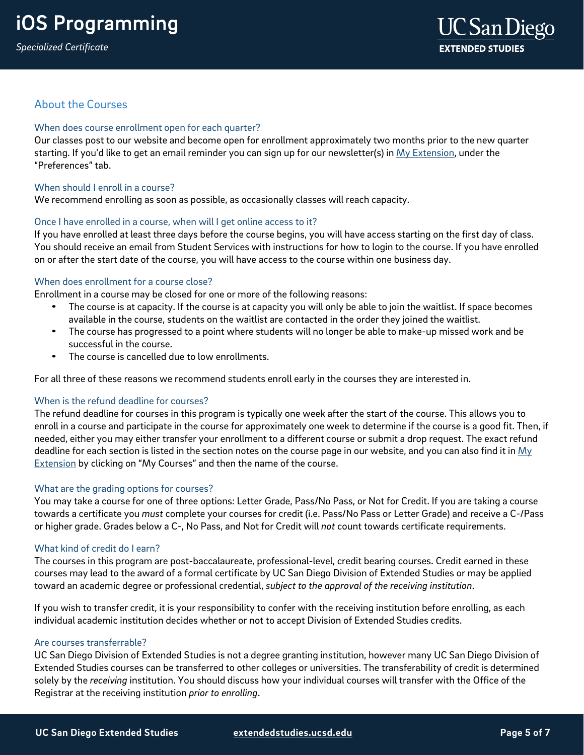## About the Courses

### When does course enrollment open for each quarter?

Our classes post to our website and become open for enrollment approximately two months prior to the new quarter starting. If you'd like to get an email reminder you can sign up for our newsletter(s) in [My Extension](), under the "Preferences" tab.

### When should I enroll in a course?

We recommend enrolling as soon as possible, as occasionally classes will reach capacity.

### Once I have enrolled in a course, when will I get online access to it?

If you have enrolled at least three days before the course begins, you will have access starting on the first day of class. You should receive an email from Student Services with instructions for how to login to the course. If you have enrolled on or after the start date of the course, you will have access to the course within one business day.

### When does enrollment for a course close?

Enrollment in a course may be closed for one or more of the following reasons:

- The course is at capacity. If the course is at capacity you will only be able to join the waitlist. If space becomes available in the course, students on the waitlist are contacted in the order they joined the waitlist.
- The course has progressed to a point where students will no longer be able to make-up missed work and be successful in the course.
- The course is cancelled due to low enrollments.

For all three of these reasons we recommend students enroll early in the courses they are interested in.

### When is the refund deadline for courses?

The refund deadline for courses in this program is typically one week after the start of the course. This allows you to enroll in a course and participate in the course for approximately one week to determine if the course is a good fit. Then, if needed, either you may either transfer your enrollment to a different course or submit a drop request. The exact refund deadline for each section is listed in the section notes on the course page in our website, and you can also find it in [My Extension]() by clicking on "My Courses" and then the name of the course.

### What are the grading options for courses?

You may take a course for one of three options: Letter Grade, Pass/No Pass, or Not for Credit. If you are taking a course towards a certificate you *must* complete your courses for credit (i.e. Pass/No Pass or Letter Grade) and receive a C-/Pass or higher grade. Grades below a C-, No Pass, and Not for Credit will *not* count towards certificate requirements.

### What kind of credit do I earn?

The courses in this program are post-baccalaureate, professional-level, credit bearing courses. Credit earned in these courses may lead to the award of a formal certificate by UC San Diego Division of Extended Studies or may be applied toward an academic degree or professional credential, *subject to the approval of the receiving institution*.

If you wish to transfer credit, it is your responsibility to confer with the receiving institution before enrolling, as each individual academic institution decides whether or not to accept Division of Extended Studies credits.

### Are courses transferrable?

UC San Diego Division of Extended Studies is not a degree granting institution, however many UC San Diego Division of Extended Studies courses can be transferred to other colleges or universities. The transferability of credit is determined solely by the *receiving* institution. You should discuss how your individual courses will transfer with the Office of the Registrar at the receiving institution *prior to enrolling*.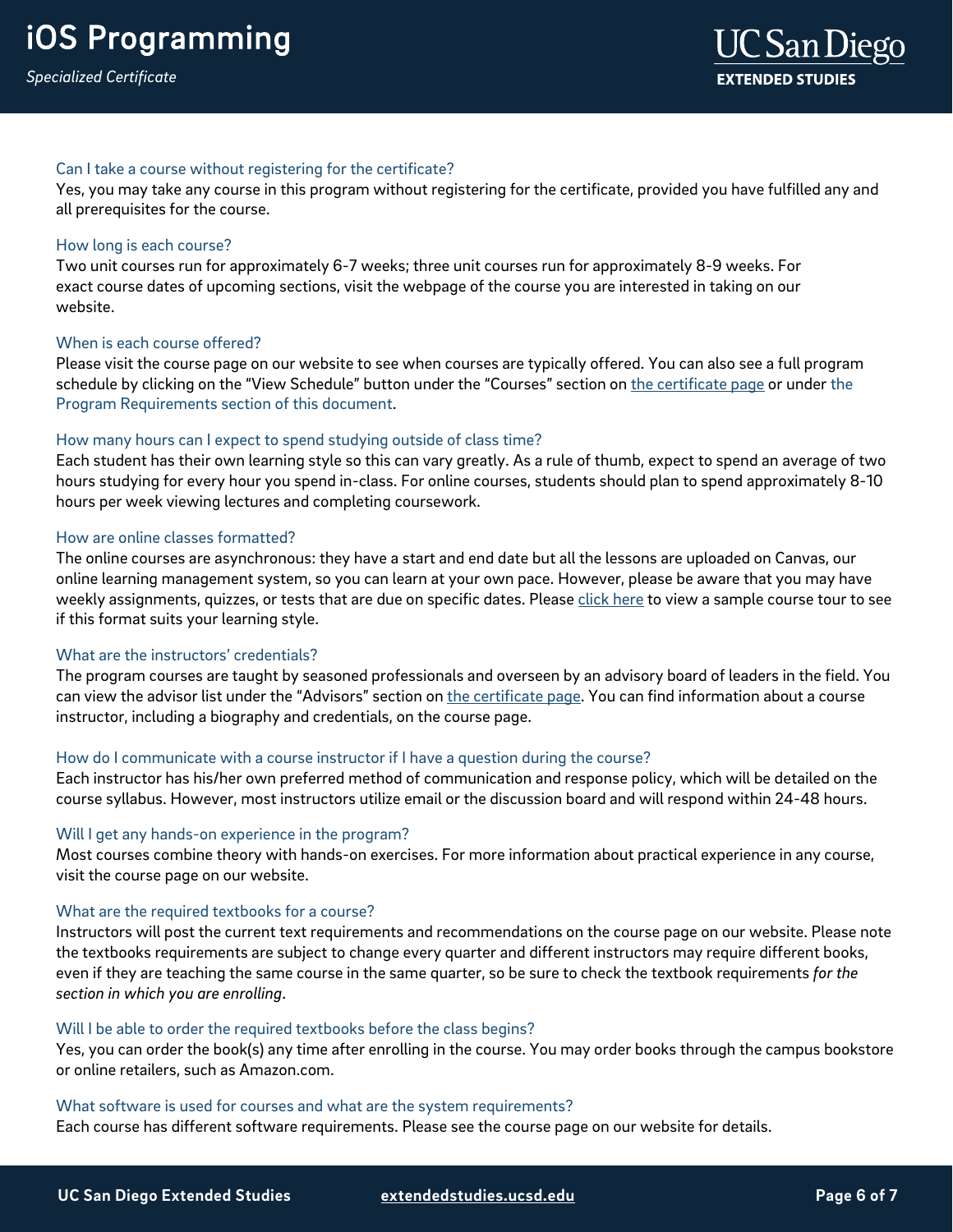### Can I take a course without registering for the certificate?

Yes, you may take any course in this program without registering for the certificate, provided you have fulfilled any and all prerequisites for the course.

### How long is each course?

Two unit courses run for approximately 6-7 weeks; three unit courses run for approximately 8-9 weeks. For exact course dates of upcoming sections, visit the webpage of the course you are interested in taking on our website.

### When is each course offered?

Please visit the course page on our website to see when courses are typically offered. You can also see a full program schedule by clicking on the "View Schedule" button under the "Courses" section on the certificate page or under the Program Requirements section of this document.

### How many hours can I expect to spend studying outside of class time?

Each student has their own learning style so this can vary greatly. As a rule of thumb, expect to spend an average of two hours studying for every hour you spend in-class. For online courses, students should plan to spend approximately 8-10 hours per week viewing lectures and completing coursework.

### How are online classes formatted?

The online courses are asynchronous: they have a start and end date but all the lessons are uploaded on Canvas, our online learning management system, so you can learn at your own pace. However, please be aware that you may have weekly assignments, quizzes, or tests that are due on specific dates. Please click here to view a sample course tour to see if this format suits your learning style.

### What are the instructors' credentials?

The program courses are taught by seasoned professionals and overseen by an advisory board of leaders in the field. You can view the advisor list under the "Advisors" section on the certificate page. You can find information about a course instructor, including a biography and credentials, on the course page.

### How do I communicate with a course instructor if I have a question during the course?

Each instructor has his/her own preferred method of communication and response policy, which will be detailed on the course syllabus. However, most instructors utilize email or the discussion board and will respond within 24-48 hours.

### Will I get any hands-on experience in the program?

Most courses combine theory with hands-on exercises. For more information about practical experience in any course, visit the course page on our website.

### What are the required textbooks for a course?

Instructors will post the current text requirements and recommendations on the course page on our website. Please note the textbooks requirements are subject to change every quarter and different instructors may require different books, even if they are teaching the same course in the same quarter, so be sure to check the textbook requirements *for the section in which you are enrolling*.

### Will I be able to order the required textbooks before the class begins?

Yes, you can order the book(s) any time after enrolling in the course. You may order books through the campus bookstore or online retailers, such as Amazon.com.

### What software is used for courses and what are the system requirements?

Each course has different software requirements. Please see the course page on our website for details.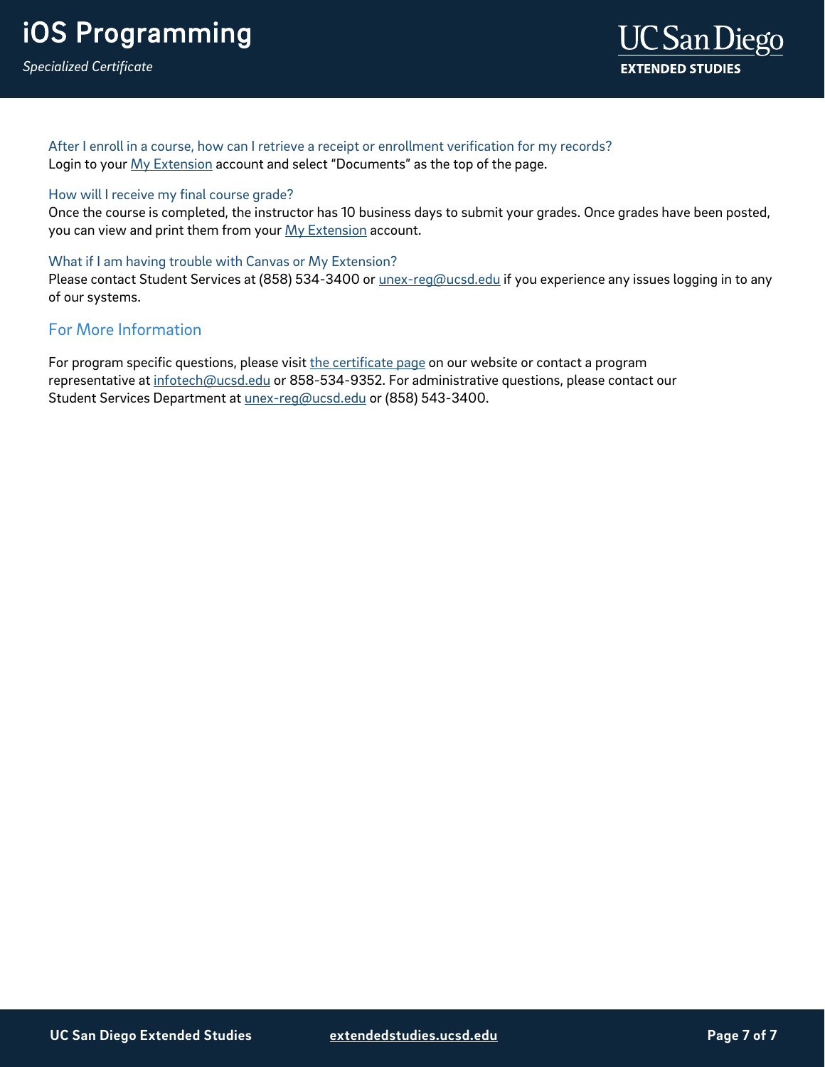After I enroll in a course, how can I retrieve a receipt or enrollment verification for my records?
Login to your [My Extension](#) account and select "Documents" as the top of the page.

How will I receive my final course grade?
Once the course is completed, the instructor has 10 business days to submit your grades. Once grades have been posted, you can view and print them from your [My Extension](#) account.

What if I am having trouble with Canvas or My Extension?
Please contact Student Services at (858) 534-3400 or [unex-reg@ucsd.edu](mailto:unex-reg@ucsd.edu) if you experience any issues logging in to any of our systems.

## For More Information

For program specific questions, please visit [the certificate page](#) on our website or contact a program representative at [infotech@ucsd.edu](mailto:infotech@ucsd.edu) or 858-534-9352. For administrative questions, please contact our Student Services Department at [unex-reg@ucsd.edu](mailto:unex-reg@ucsd.edu) or (858) 543-3400.